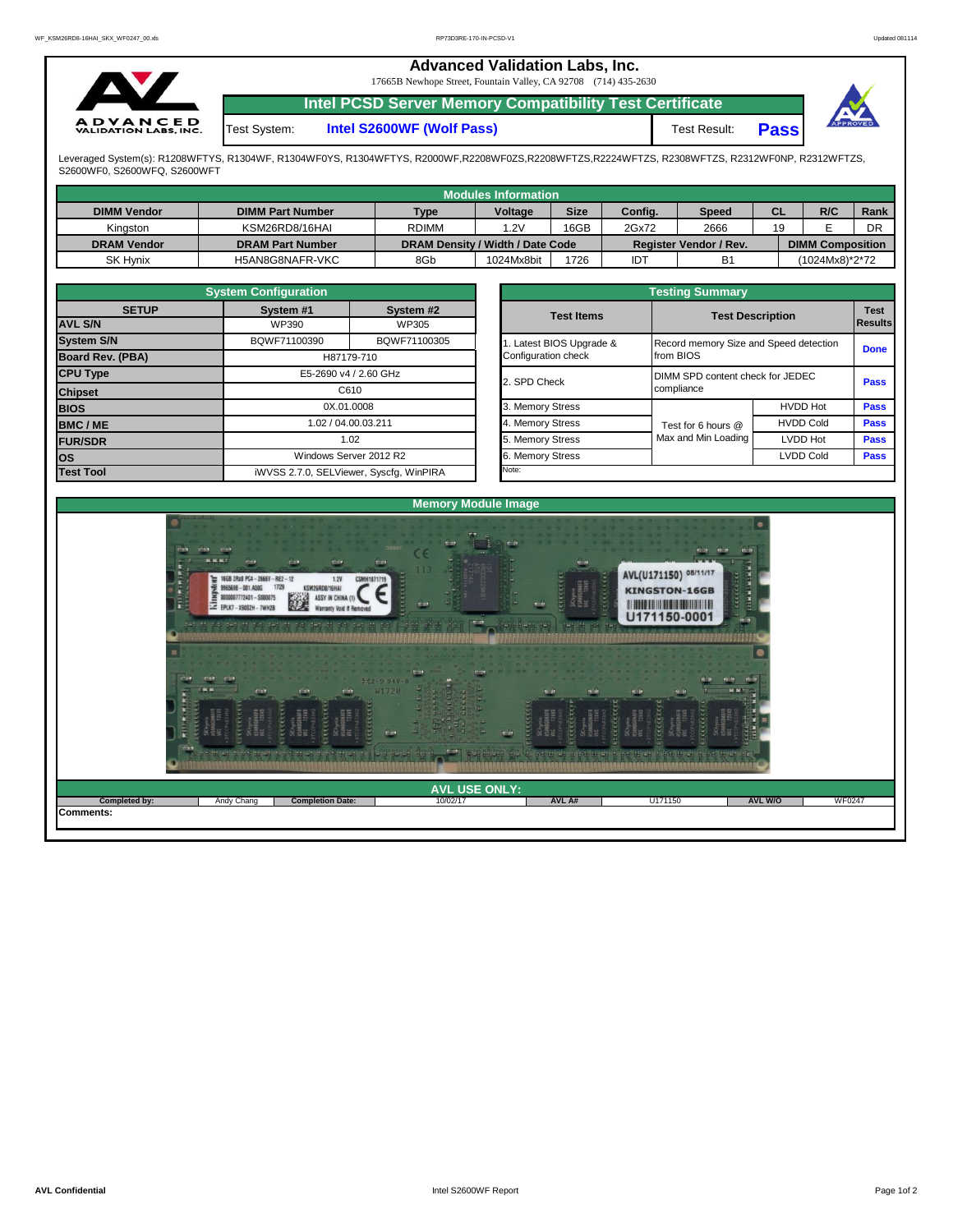# Advanced Validation Labs, Inc.

17665B Newhope Street, Fountain Valley, CA 92708 (714) 435-2630

## Intel PCSD Server Memory Compatibility Test Certificate

Test System: **Intel S2600WF (Wolf Pass)**

Test Result: **Pass**

Leveraged System(s): R1208WFTYS, R1304WF, R1304WF0YS, R1304WFTYS, R2000WF,R2208WF0ZS,R2208WFTZS,R2224WFTZS, R2308WFTZS, R2312WF0NP, R2312WFTZS, S2600WF0, S2600WFQ, S2600WFT

### Modules Information

| DIMM Vendor | DIMM Part Number | Type | Voltage | Size | Config. | Speed | CL | R/C | Rank |
|---|---|---|---|---|---|---|---|---|---|
| Kingston | KSM26RD8/16HAI | RDIMM | 1.2V | 16GB | 2Gx72 | 2666 | 19 | E | DR |
| **DRAM Vendor** | **DRAM Part Number** | **DRAM Density / Width / Date Code** | | | **Register Vendor / Rev.** | | **DIMM Composition** | | |
| SK Hynix | H5AN8G8NAFR-VKC | 8Gb | 1024Mx8bit | 1726 | IDT | B1 | (1024Mx8)*2*72 | | |

### System Configuration

| SETUP | System #1 | System #2 |
|---|---|---|
| AVL S/N | WP390 | WP305 |
| System S/N | BQWF71100390 | BQWF71100305 |
| Board Rev. (PBA) | H87179-710 | |
| CPU Type | E5-2690 v4 / 2.60 GHz | |
| Chipset | C610 | |
| BIOS | 0X.01.0008 | |
| BMC / ME | 1.02 / 04.00.03.211 | |
| FUR/SDR | 1.02 | |
| OS | Windows Server 2012 R2 | |
| Test Tool | iWVSS 2.7.0, SELViewer, Syscfg, WinPIRA | |

### Testing Summary

| Test Items | Test Description | | Test Results |
|---|---|---|---|
| 1. Latest BIOS Upgrade & Configuration check | Record memory Size and Speed detection from BIOS | | Done |
| 2. SPD Check | DIMM SPD content check for JEDEC compliance | | Pass |
| 3. Memory Stress | Test for 6 hours @ Max and Min Loading | HVDD Hot | Pass |
| 4. Memory Stress | | HVDD Cold | Pass |
| 5. Memory Stress | | LVDD Hot | Pass |
| 6. Memory Stress | | LVDD Cold | Pass |
| Note: | | | |

### Memory Module Image

### AVL USE ONLY:

| Completed by: | Andy Chang | Completion Date: | 10/02/17 | AVL A# | U171150 | AVL W/O | WF0247 |
|---|---|---|---|---|---|---|---|

**Comments:**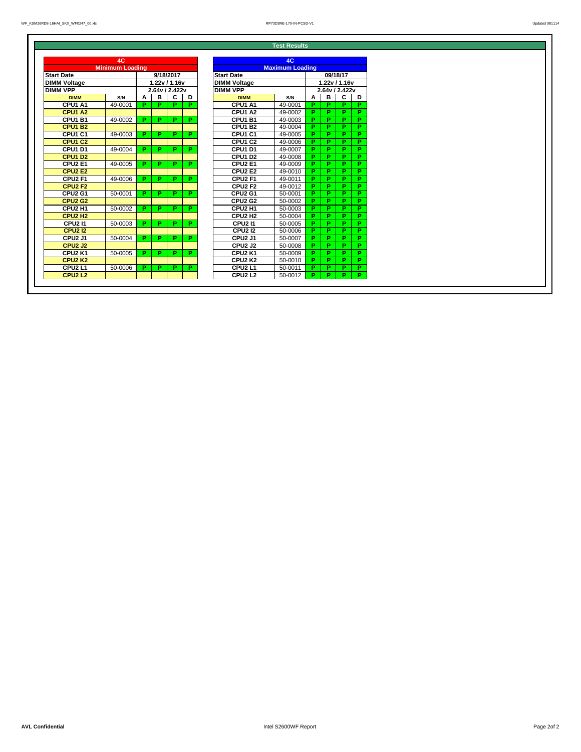## Test Results

| 4C Minimum Loading | | | | | |
|---|---|---|---|---|---|
| Start Date | | 9/18/2017 | | | |
| DIMM Voltage | | 1.22v / 1.16v | | | |
| DIMM VPP | | 2.64v / 2.422v | | | |
| DIMM | S/N | A | B | C | D |
| CPU1 A1 | 49-0001 | P | P | P | P |
| CPU1 A2 | | | | | |
| CPU1 B1 | 49-0002 | P | P | P | P |
| CPU1 B2 | | | | | |
| CPU1 C1 | 49-0003 | P | P | P | P |
| CPU1 C2 | | | | | |
| CPU1 D1 | 49-0004 | P | P | P | P |
| CPU1 D2 | | | | | |
| CPU2 E1 | 49-0005 | P | P | P | P |
| CPU2 E2 | | | | | |
| CPU2 F1 | 49-0006 | P | P | P | P |
| CPU2 F2 | | | | | |
| CPU2 G1 | 50-0001 | P | P | P | P |
| CPU2 G2 | | | | | |
| CPU2 H1 | 50-0002 | P | P | P | P |
| CPU2 H2 | | | | | |
| CPU2 I1 | 50-0003 | P | P | P | P |
| CPU2 I2 | | | | | |
| CPU2 J1 | 50-0004 | P | P | P | P |
| CPU2 J2 | | | | | |
| CPU2 K1 | 50-0005 | P | P | P | P |
| CPU2 K2 | | | | | |
| CPU2 L1 | 50-0006 | P | P | P | P |
| CPU2 L2 | | | | | |

| 4C Maximum Loading | | | | | |
|---|---|---|---|---|---|
| Start Date | | 09/18/17 | | | |
| DIMM Voltage | | 1.22v / 1.16v | | | |
| DIMM VPP | | 2.64v / 2.422v | | | |
| DIMM | S/N | A | B | C | D |
| CPU1 A1 | 49-0001 | P | P | P | P |
| CPU1 A2 | 49-0002 | P | P | P | P |
| CPU1 B1 | 49-0003 | P | P | P | P |
| CPU1 B2 | 49-0004 | P | P | P | P |
| CPU1 C1 | 49-0005 | P | P | P | P |
| CPU1 C2 | 49-0006 | P | P | P | P |
| CPU1 D1 | 49-0007 | P | P | P | P |
| CPU1 D2 | 49-0008 | P | P | P | P |
| CPU2 E1 | 49-0009 | P | P | P | P |
| CPU2 E2 | 49-0010 | P | P | P | P |
| CPU2 F1 | 49-0011 | P | P | P | P |
| CPU2 F2 | 49-0012 | P | P | P | P |
| CPU2 G1 | 50-0001 | P | P | P | P |
| CPU2 G2 | 50-0002 | P | P | P | P |
| CPU2 H1 | 50-0003 | P | P | P | P |
| CPU2 H2 | 50-0004 | P | P | P | P |
| CPU2 I1 | 50-0005 | P | P | P | P |
| CPU2 I2 | 50-0006 | P | P | P | P |
| CPU2 J1 | 50-0007 | P | P | P | P |
| CPU2 J2 | 50-0008 | P | P | P | P |
| CPU2 K1 | 50-0009 | P | P | P | P |
| CPU2 K2 | 50-0010 | P | P | P | P |
| CPU2 L1 | 50-0011 | P | P | P | P |
| CPU2 L2 | 50-0012 | P | P | P | P |